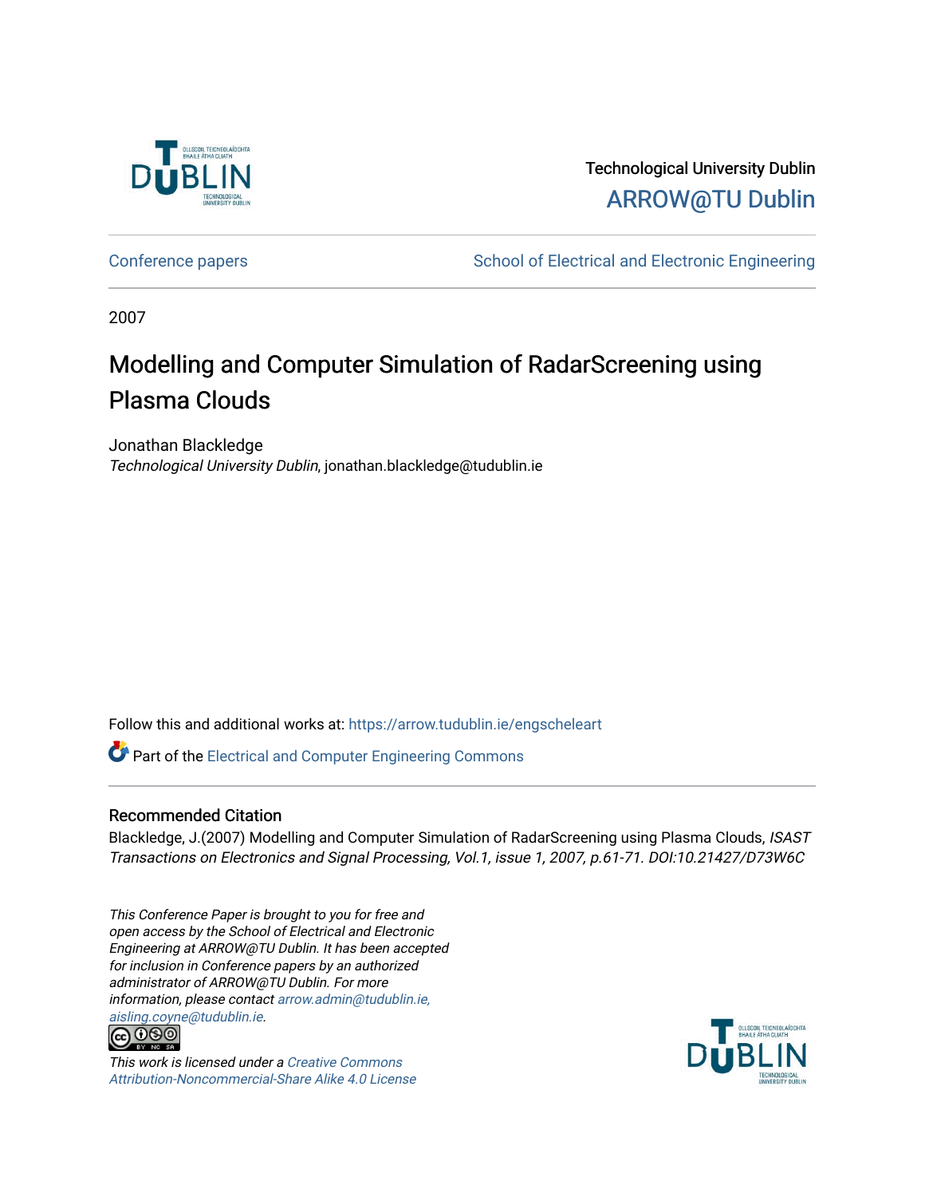Technological University Dublin

ARROW@TU Dublin

Conference papers | School of Electrical and Electronic Engineering

2007

# Modelling and Computer Simulation of RadarScreening using Plasma Clouds

Jonathan Blackledge

*Technological University Dublin*, jonathan.blackledge@tudublin.ie

Follow this and additional works at: https://arrow.tudublin.ie/engscheleart

Part of the Electrical and Computer Engineering Commons

## Recommended Citation

Blackledge, J.(2007) Modelling and Computer Simulation of RadarScreening using Plasma Clouds, *ISAST Transactions on Electronics and Signal Processing, Vol.1, issue 1, 2007, p.61-71. DOI:10.21427/D73W6C*

*This Conference Paper is brought to you for free and open access by the School of Electrical and Electronic Engineering at ARROW@TU Dublin. It has been accepted for inclusion in Conference papers by an authorized administrator of ARROW@TU Dublin. For more information, please contact arrow.admin@tudublin.ie, aisling.coyne@tudublin.ie.*

This work is licensed under a Creative Commons Attribution-Noncommercial-Share Alike 4.0 License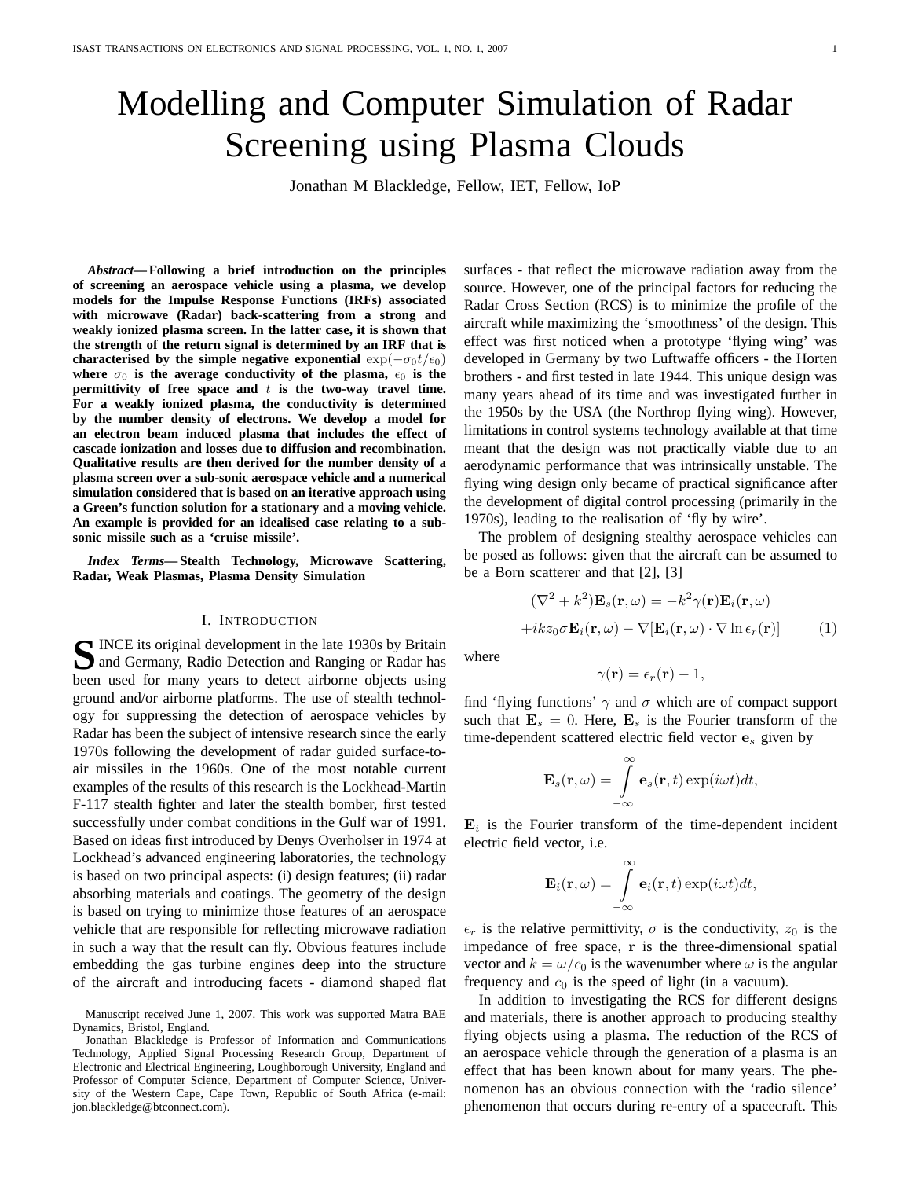# Modelling and Computer Simulation of Radar Screening using Plasma Clouds

Jonathan M Blackledge, Fellow, IET, Fellow, IoP

***Abstract*— Following a brief introduction on the principles of screening an aerospace vehicle using a plasma, we develop models for the Impulse Response Functions (IRFs) associated with microwave (Radar) back-scattering from a strong and weakly ionized plasma screen. In the latter case, it is shown that the strength of the return signal is determined by an IRF that is characterised by the simple negative exponential $\exp(-\sigma_0 t/\epsilon_0)$ where $\sigma_0$ is the average conductivity of the plasma, $\epsilon_0$ is the permittivity of free space and $t$ is the two-way travel time. For a weakly ionized plasma, the conductivity is determined by the number density of electrons. We develop a model for an electron beam induced plasma that includes the effect of cascade ionization and losses due to diffusion and recombination. Qualitative results are then derived for the number density of a plasma screen over a sub-sonic aerospace vehicle and a numerical simulation considered that is based on an iterative approach using a Green's function solution for a stationary and a moving vehicle. An example is provided for an idealised case relating to a sub-sonic missile such as a 'cruise missile'.**

***Index Terms*— Stealth Technology, Microwave Scattering, Radar, Weak Plasmas, Plasma Density Simulation**

## I. Introduction

SINCE its original development in the late 1930s by Britain and Germany, Radio Detection and Ranging or Radar has been used for many years to detect airborne objects using ground and/or airborne platforms. The use of stealth technology for suppressing the detection of aerospace vehicles by Radar has been the subject of intensive research since the early 1970s following the development of radar guided surface-to-air missiles in the 1960s. One of the most notable current examples of the results of this research is the Lockhead-Martin F-117 stealth fighter and later the stealth bomber, first tested successfully under combat conditions in the Gulf war of 1991. Based on ideas first introduced by Denys Overholser in 1974 at Lockhead's advanced engineering laboratories, the technology is based on two principal aspects: (i) design features; (ii) radar absorbing materials and coatings. The geometry of the design is based on trying to minimize those features of an aerospace vehicle that are responsible for reflecting microwave radiation in such a way that the result can fly. Obvious features include embedding the gas turbine engines deep into the structure of the aircraft and introducing facets - diamond shaped flat surfaces - that reflect the microwave radiation away from the source. However, one of the principal factors for reducing the Radar Cross Section (RCS) is to minimize the profile of the aircraft while maximizing the 'smoothness' of the design. This effect was first noticed when a prototype 'flying wing' was developed in Germany by two Luftwaffe officers - the Horten brothers - and first tested in late 1944. This unique design was many years ahead of its time and was investigated further in the 1950s by the USA (the Northrop flying wing). However, limitations in control systems technology available at that time meant that the design was not practically viable due to an aerodynamic performance that was intrinsically unstable. The flying wing design only became of practical significance after the development of digital control processing (primarily in the 1970s), leading to the realisation of 'fly by wire'.

The problem of designing stealthy aerospace vehicles can be posed as follows: given that the aircraft can be assumed to be a Born scatterer and that [2], [3]

$$(\nabla^2 + k^2)\mathbf{E}_s(\mathbf{r},\omega) = -k^2\gamma(\mathbf{r})\mathbf{E}_i(\mathbf{r},\omega)$$
$$+ikz_0\sigma\mathbf{E}_i(\mathbf{r},\omega) - \nabla[\mathbf{E}_i(\mathbf{r},\omega)\cdot\nabla\ln\epsilon_r(\mathbf{r})] \quad (1)$$

where

$$\gamma(\mathbf{r}) = \epsilon_r(\mathbf{r}) - 1,$$

find 'flying functions' $\gamma$ and $\sigma$ which are of compact support such that $\mathbf{E}_s = 0$. Here, $\mathbf{E}_s$ is the Fourier transform of the time-dependent scattered electric field vector $\mathbf{e}_s$ given by

$$\mathbf{E}_s(\mathbf{r},\omega) = \int_{-\infty}^{\infty} \mathbf{e}_s(\mathbf{r},t)\exp(i\omega t)dt,$$

$\mathbf{E}_i$ is the Fourier transform of the time-dependent incident electric field vector, i.e.

$$\mathbf{E}_i(\mathbf{r},\omega) = \int_{-\infty}^{\infty} \mathbf{e}_i(\mathbf{r},t)\exp(i\omega t)dt,$$

$\epsilon_r$ is the relative permittivity, $\sigma$ is the conductivity, $z_0$ is the impedance of free space, $\mathbf{r}$ is the three-dimensional spatial vector and $k = \omega/c_0$ is the wavenumber where $\omega$ is the angular frequency and $c_0$ is the speed of light (in a vacuum).

In addition to investigating the RCS for different designs and materials, there is another approach to producing stealthy flying objects using a plasma. The reduction of the RCS of an aerospace vehicle through the generation of a plasma is an effect that has been known about for many years. The phenomenon has an obvious connection with the 'radio silence' phenomenon that occurs during re-entry of a spacecraft. This

Manuscript received June 1, 2007. This work was supported Matra BAE Dynamics, Bristol, England.

Jonathan Blackledge is Professor of Information and Communications Technology, Applied Signal Processing Research Group, Department of Electronic and Electrical Engineering, Loughborough University, England and Professor of Computer Science, Department of Computer Science, University of the Western Cape, Cape Town, Republic of South Africa (e-mail: jon.blackledge@btconnect.com).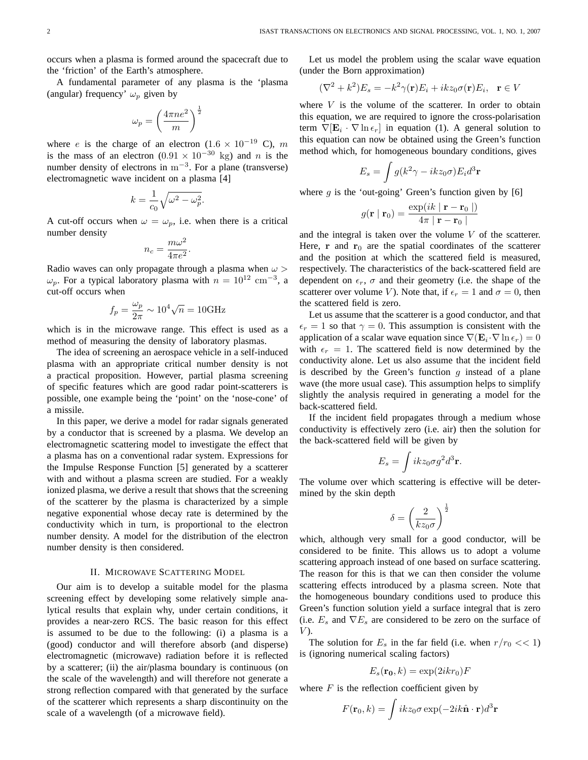occurs when a plasma is formed around the spacecraft due to the 'friction' of the Earth's atmosphere.

A fundamental parameter of any plasma is the 'plasma (angular) frequency' $\omega_p$ given by

$$\omega_p = \left(\frac{4\pi n e^2}{m}\right)^{\frac{1}{2}}$$

where $e$ is the charge of an electron ($1.6 \times 10^{-19}$ C), $m$ is the mass of an electron ($0.91 \times 10^{-30}$ kg) and $n$ is the number density of electrons in $\text{m}^{-3}$. For a plane (transverse) electromagnetic wave incident on a plasma [4]

$$k = \frac{1}{c_0}\sqrt{\omega^2 - \omega_p^2}.$$

A cut-off occurs when $\omega = \omega_p$, i.e. when there is a critical number density

$$n_c = \frac{m\omega^2}{4\pi e^2}.$$

Radio waves can only propagate through a plasma when $\omega > \omega_p$. For a typical laboratory plasma with $n = 10^{12}$ $\text{cm}^{-3}$, a cut-off occurs when

$$f_p = \frac{\omega_p}{2\pi} \sim 10^4\sqrt{n} = 10\text{GHz}$$

which is in the microwave range. This effect is used as a method of measuring the density of laboratory plasmas.

The idea of screening an aerospace vehicle in a self-induced plasma with an appropriate critical number density is not a practical proposition. However, partial plasma screening of specific features which are good radar point-scatterers is possible, one example being the 'point' on the 'nose-cone' of a missile.

In this paper, we derive a model for radar signals generated by a conductor that is screened by a plasma. We develop an electromagnetic scattering model to investigate the effect that a plasma has on a conventional radar system. Expressions for the Impulse Response Function [5] generated by a scatterer with and without a plasma screen are studied. For a weakly ionized plasma, we derive a result that shows that the screening of the scatterer by the plasma is characterized by a simple negative exponential whose decay rate is determined by the conductivity which in turn, is proportional to the electron number density. A model for the distribution of the electron number density is then considered.

## II. Microwave Scattering Model

Our aim is to develop a suitable model for the plasma screening effect by developing some relatively simple analytical results that explain why, under certain conditions, it provides a near-zero RCS. The basic reason for this effect is assumed to be due to the following: (i) a plasma is a (good) conductor and will therefore absorb (and disperse) electromagnetic (microwave) radiation before it is reflected by a scatterer; (ii) the air/plasma boundary is continuous (on the scale of the wavelength) and will therefore not generate a strong reflection compared with that generated by the surface of the scatterer which represents a sharp discontinuity on the scale of a wavelength (of a microwave field).

Let us model the problem using the scalar wave equation (under the Born approximation)

$$(\nabla^2 + k^2)E_s = -k^2\gamma(\mathbf{r})E_i + ikz_0\sigma(\mathbf{r})E_i, \quad \mathbf{r} \in V$$

where $V$ is the volume of the scatterer. In order to obtain this equation, we are required to ignore the cross-polarisation term $\nabla[\mathbf{E}_i \cdot \nabla \ln \epsilon_r]$ in equation (1). A general solution to this equation can now be obtained using the Green's function method which, for homogeneous boundary conditions, gives

$$E_s = \int g(k^2\gamma - ikz_0\sigma)E_i d^3\mathbf{r}$$

where $g$ is the 'out-going' Green's function given by [6]

$$g(\mathbf{r} \mid \mathbf{r}_0) = \frac{\exp(ik \mid \mathbf{r} - \mathbf{r}_0 \mid)}{4\pi \mid \mathbf{r} - \mathbf{r}_0 \mid}$$

and the integral is taken over the volume $V$ of the scatterer. Here, $\mathbf{r}$ and $\mathbf{r}_0$ are the spatial coordinates of the scatterer and the position at which the scattered field is measured, respectively. The characteristics of the back-scattered field are dependent on $\epsilon_r$, $\sigma$ and their geometry (i.e. the shape of the scatterer over volume $V$). Note that, if $\epsilon_r = 1$ and $\sigma = 0$, then the scattered field is zero.

Let us assume that the scatterer is a good conductor, and that $\epsilon_r = 1$ so that $\gamma = 0$. This assumption is consistent with the application of a scalar wave equation since $\nabla(\mathbf{E}_i \cdot \nabla \ln \epsilon_r) = 0$ with $\epsilon_r = 1$. The scattered field is now determined by the conductivity alone. Let us also assume that the incident field is described by the Green's function $g$ instead of a plane wave (the more usual case). This assumption helps to simplify slightly the analysis required in generating a model for the back-scattered field.

If the incident field propagates through a medium whose conductivity is effectively zero (i.e. air) then the solution for the back-scattered field will be given by

$$E_s = \int ikz_0\sigma g^2 d^3\mathbf{r}.$$

The volume over which scattering is effective will be determined by the skin depth

$$\delta = \left(\frac{2}{kz_0\sigma}\right)^{\frac{1}{2}}$$

which, although very small for a good conductor, will be considered to be finite. This allows us to adopt a volume scattering approach instead of one based on surface scattering. The reason for this is that we can then consider the volume scattering effects introduced by a plasma screen. Note that the homogeneous boundary conditions used to produce this Green's function solution yield a surface integral that is zero (i.e. $E_s$ and $\nabla E_s$ are considered to be zero on the surface of $V$).

The solution for $E_s$ in the far field (i.e. when $r/r_0 << 1$) is (ignoring numerical scaling factors)

$$E_s(\mathbf{r_0}, k) = \exp(2ikr_0)F$$

where $F$ is the reflection coefficient given by

$$F(\mathbf{r}_0, k) = \int ikz_0\sigma \exp(-2ik\hat{\mathbf{n}} \cdot \mathbf{r})d^3\mathbf{r}$$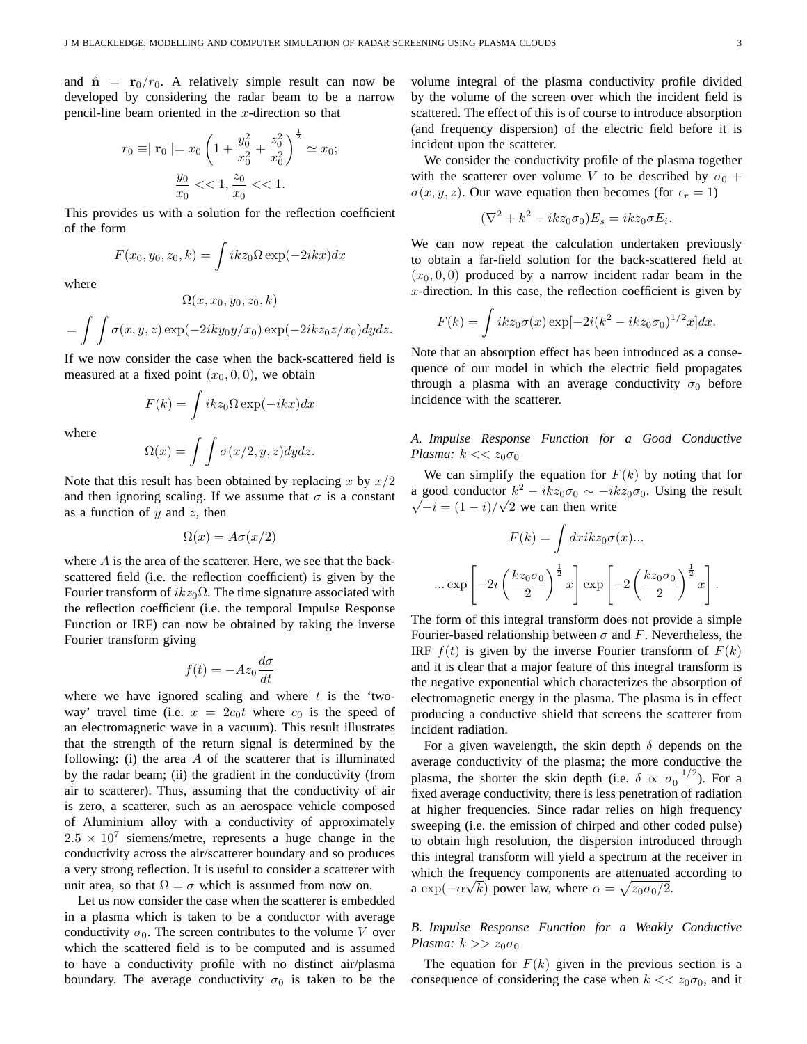and $\hat{\mathbf{n}} = \mathbf{r}_0/r_0$. A relatively simple result can now be developed by considering the radar beam to be a narrow pencil-line beam oriented in the $x$-direction so that

$$r_0 \equiv \mid \mathbf{r}_0 \mid = x_0 \left(1 + \frac{y_0^2}{x_0^2} + \frac{z_0^2}{x_0^2}\right)^{\frac{1}{2}} \simeq x_0;$$

$$\frac{y_0}{x_0} << 1, \frac{z_0}{x_0} << 1.$$

This provides us with a solution for the reflection coefficient of the form

$$F(x_0, y_0, z_0, k) = \int ikz_0 \Omega \exp(-2ikx) dx$$

where

$$\Omega(x, x_0, y_0, z_0, k)$$

$$= \int\int \sigma(x, y, z) \exp(-2iky_0 y/x_0) \exp(-2ikz_0 z/x_0) dydz.$$

If we now consider the case when the back-scattered field is measured at a fixed point $(x_0, 0, 0)$, we obtain

$$F(k) = \int ikz_0 \Omega \exp(-ikx) dx$$

where

$$\Omega(x) = \int\int \sigma(x/2, y, z) dydz.$$

Note that this result has been obtained by replacing $x$ by $x/2$ and then ignoring scaling. If we assume that $\sigma$ is a constant as a function of $y$ and $z$, then

$$\Omega(x) = A\sigma(x/2)$$

where $A$ is the area of the scatterer. Here, we see that the back-scattered field (i.e. the reflection coefficient) is given by the Fourier transform of $ikz_0\Omega$. The time signature associated with the reflection coefficient (i.e. the temporal Impulse Response Function or IRF) can now be obtained by taking the inverse Fourier transform giving

$$f(t) = -Az_0 \frac{d\sigma}{dt}$$

where we have ignored scaling and where $t$ is the 'two-way' travel time (i.e. $x = 2c_0 t$ where $c_0$ is the speed of an electromagnetic wave in a vacuum). This result illustrates that the strength of the return signal is determined by the following: (i) the area $A$ of the scatterer that is illuminated by the radar beam; (ii) the gradient in the conductivity (from air to scatterer). Thus, assuming that the conductivity of air is zero, a scatterer, such as an aerospace vehicle composed of Aluminium alloy with a conductivity of approximately $2.5 \times 10^7$ siemens/metre, represents a huge change in the conductivity across the air/scatterer boundary and so produces a very strong reflection. It is useful to consider a scatterer with unit area, so that $\Omega = \sigma$ which is assumed from now on.

Let us now consider the case when the scatterer is embedded in a plasma which is taken to be a conductor with average conductivity $\sigma_0$. The screen contributes to the volume $V$ over which the scattered field is to be computed and is assumed to have a conductivity profile with no distinct air/plasma boundary. The average conductivity $\sigma_0$ is taken to be the volume integral of the plasma conductivity profile divided by the volume of the screen over which the incident field is scattered. The effect of this is of course to introduce absorption (and frequency dispersion) of the electric field before it is incident upon the scatterer.

We consider the conductivity profile of the plasma together with the scatterer over volume $V$ to be described by $\sigma_0 + \sigma(x, y, z)$. Our wave equation then becomes (for $\epsilon_r = 1$)

$$(\nabla^2 + k^2 - ikz_0\sigma_0)E_s = ikz_0\sigma E_i.$$

We can now repeat the calculation undertaken previously to obtain a far-field solution for the back-scattered field at $(x_0, 0, 0)$ produced by a narrow incident radar beam in the $x$-direction. In this case, the reflection coefficient is given by

$$F(k) = \int ikz_0\sigma(x) \exp[-2i(k^2 - ikz_0\sigma_0)^{1/2} x] dx.$$

Note that an absorption effect has been introduced as a consequence of our model in which the electric field propagates through a plasma with an average conductivity $\sigma_0$ before incidence with the scatterer.

### *A. Impulse Response Function for a Good Conductive Plasma: $k << z_0\sigma_0$*

We can simplify the equation for $F(k)$ by noting that for a good conductor $k^2 - ikz_0\sigma_0 \sim -ikz_0\sigma_0$. Using the result $\sqrt{-i} = (1 - i)/\sqrt{2}$ we can then write

$$F(k) = \int dx ikz_0\sigma(x)...$$

$$... \exp\left[-2i\left(\frac{kz_0\sigma_0}{2}\right)^{\frac{1}{2}} x\right] \exp\left[-2\left(\frac{kz_0\sigma_0}{2}\right)^{\frac{1}{2}} x\right].$$

The form of this integral transform does not provide a simple Fourier-based relationship between $\sigma$ and $F$. Nevertheless, the IRF $f(t)$ is given by the inverse Fourier transform of $F(k)$ and it is clear that a major feature of this integral transform is the negative exponential which characterizes the absorption of electromagnetic energy in the plasma. The plasma is in effect producing a conductive shield that screens the scatterer from incident radiation.

For a given wavelength, the skin depth $\delta$ depends on the average conductivity of the plasma; the more conductive the plasma, the shorter the skin depth (i.e. $\delta \propto \sigma_0^{-1/2}$). For a fixed average conductivity, there is less penetration of radiation at higher frequencies. Since radar relies on high frequency sweeping (i.e. the emission of chirped and other coded pulse) to obtain high resolution, the dispersion introduced through this integral transform will yield a spectrum at the receiver in which the frequency components are attenuated according to a $\exp(-\alpha\sqrt{k})$ power law, where $\alpha = \sqrt{z_0\sigma_0/2}$.

### *B. Impulse Response Function for a Weakly Conductive Plasma: $k >> z_0\sigma_0$*

The equation for $F(k)$ given in the previous section is a consequence of considering the case when $k << z_0\sigma_0$, and it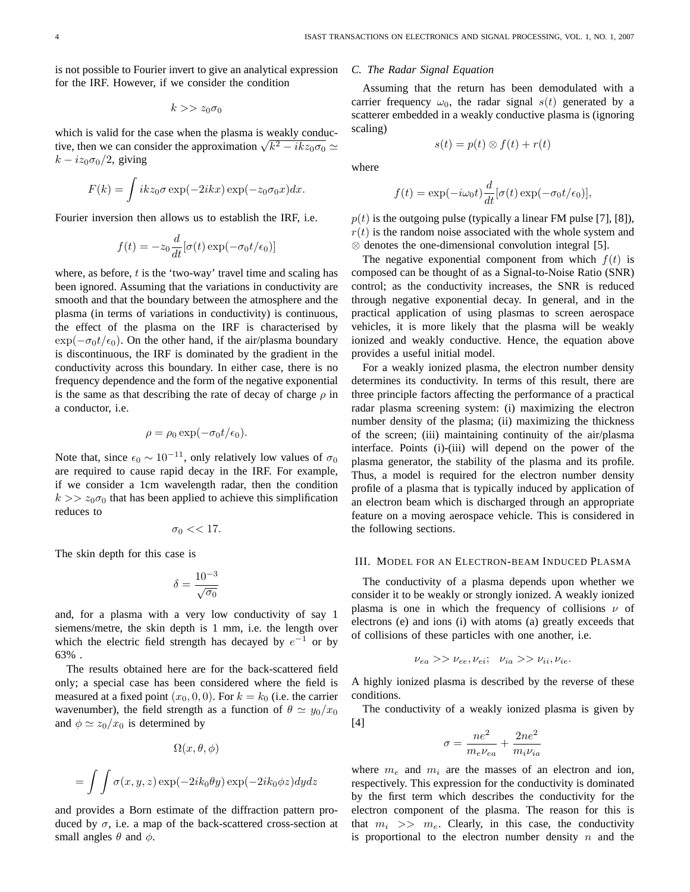is not possible to Fourier invert to give an analytical expression for the IRF. However, if we consider the condition

$$k >> z_0\sigma_0$$

which is valid for the case when the plasma is weakly conductive, then we can consider the approximation $\sqrt{k^2 - ikz_0\sigma_0} \simeq k - iz_0\sigma_0/2$, giving

$$F(k) = \int ikz_0\sigma \exp(-2ikx)\exp(-z_0\sigma_0 x)dx.$$

Fourier inversion then allows us to establish the IRF, i.e.

$$f(t) = -z_0\frac{d}{dt}[\sigma(t)\exp(-\sigma_0 t/\epsilon_0)]$$

where, as before, $t$ is the 'two-way' travel time and scaling has been ignored. Assuming that the variations in conductivity are smooth and that the boundary between the atmosphere and the plasma (in terms of variations in conductivity) is continuous, the effect of the plasma on the IRF is characterised by $\exp(-\sigma_0 t/\epsilon_0)$. On the other hand, if the air/plasma boundary is discontinuous, the IRF is dominated by the gradient in the conductivity across this boundary. In either case, there is no frequency dependence and the form of the negative exponential is the same as that describing the rate of decay of charge $\rho$ in a conductor, i.e.

$$\rho = \rho_0 \exp(-\sigma_0 t/\epsilon_0).$$

Note that, since $\epsilon_0 \sim 10^{-11}$, only relatively low values of $\sigma_0$ are required to cause rapid decay in the IRF. For example, if we consider a 1cm wavelength radar, then the condition $k >> z_0\sigma_0$ that has been applied to achieve this simplification reduces to

$$\sigma_0 << 17.$$

The skin depth for this case is

$$\delta = \frac{10^{-3}}{\sqrt{\sigma_0}}$$

and, for a plasma with a very low conductivity of say 1 siemens/metre, the skin depth is 1 mm, i.e. the length over which the electric field strength has decayed by $e^{-1}$ or by 63% .

The results obtained here are for the back-scattered field only; a special case has been considered where the field is measured at a fixed point $(x_0, 0, 0)$. For $k = k_0$ (i.e. the carrier wavenumber), the field strength as a function of $\theta \simeq y_0/x_0$ and $\phi \simeq z_0/x_0$ is determined by

$$\Omega(x, \theta, \phi)$$

$$= \int\int \sigma(x, y, z)\exp(-2ik_0\theta y)\exp(-2ik_0\phi z)dydz$$

and provides a Born estimate of the diffraction pattern produced by $\sigma$, i.e. a map of the back-scattered cross-section at small angles $\theta$ and $\phi$.

### C. The Radar Signal Equation

Assuming that the return has been demodulated with a carrier frequency $\omega_0$, the radar signal $s(t)$ generated by a scatterer embedded in a weakly conductive plasma is (ignoring scaling)

$$s(t) = p(t) \otimes f(t) + r(t)$$

where

$$f(t) = \exp(-i\omega_0 t)\frac{d}{dt}[\sigma(t)\exp(-\sigma_0 t/\epsilon_0)],$$

$p(t)$ is the outgoing pulse (typically a linear FM pulse [7], [8]), $r(t)$ is the random noise associated with the whole system and $\otimes$ denotes the one-dimensional convolution integral [5].

The negative exponential component from which $f(t)$ is composed can be thought of as a Signal-to-Noise Ratio (SNR) control; as the conductivity increases, the SNR is reduced through negative exponential decay. In general, and in the practical application of using plasmas to screen aerospace vehicles, it is more likely that the plasma will be weakly ionized and weakly conductive. Hence, the equation above provides a useful initial model.

For a weakly ionized plasma, the electron number density determines its conductivity. In terms of this result, there are three principle factors affecting the performance of a practical radar plasma screening system: (i) maximizing the electron number density of the plasma; (ii) maximizing the thickness of the screen; (iii) maintaining continuity of the air/plasma interface. Points (i)-(iii) will depend on the power of the plasma generator, the stability of the plasma and its profile. Thus, a model is required for the electron number density profile of a plasma that is typically induced by application of an electron beam which is discharged through an appropriate feature on a moving aerospace vehicle. This is considered in the following sections.

## III. Model for an Electron-beam Induced Plasma

The conductivity of a plasma depends upon whether we consider it to be weakly or strongly ionized. A weakly ionized plasma is one in which the frequency of collisions $\nu$ of electrons (e) and ions (i) with atoms (a) greatly exceeds that of collisions of these particles with one another, i.e.

$$\nu_{ea} >> \nu_{ee}, \nu_{ei}; \quad \nu_{ia} >> \nu_{ii}, \nu_{ie}.$$

A highly ionized plasma is described by the reverse of these conditions.

The conductivity of a weakly ionized plasma is given by [4]

$$\sigma = \frac{ne^2}{m_e\nu_{ea}} + \frac{2ne^2}{m_i\nu_{ia}}$$

where $m_e$ and $m_i$ are the masses of an electron and ion, respectively. This expression for the conductivity is dominated by the first term which describes the conductivity for the electron component of the plasma. The reason for this is that $m_i >> m_e$. Clearly, in this case, the conductivity is proportional to the electron number density $n$ and the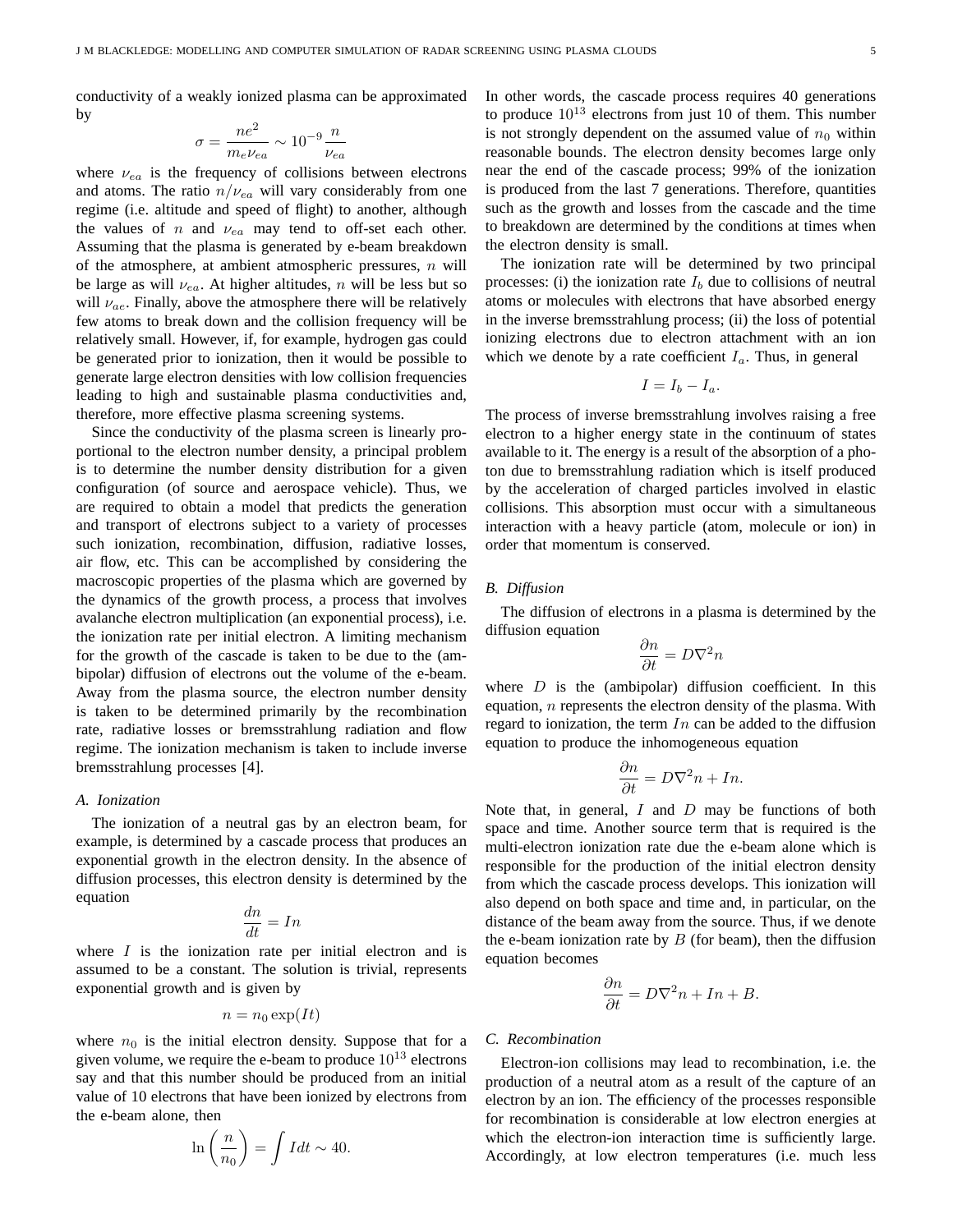conductivity of a weakly ionized plasma can be approximated by

$$\sigma = \frac{ne^2}{m_e \nu_{ea}} \sim 10^{-9}\frac{n}{\nu_{ea}}$$

where $\nu_{ea}$ is the frequency of collisions between electrons and atoms. The ratio $n/\nu_{ea}$ will vary considerably from one regime (i.e. altitude and speed of flight) to another, although the values of $n$ and $\nu_{ea}$ may tend to off-set each other. Assuming that the plasma is generated by e-beam breakdown of the atmosphere, at ambient atmospheric pressures, $n$ will be large as will $\nu_{ea}$. At higher altitudes, $n$ will be less but so will $\nu_{ae}$. Finally, above the atmosphere there will be relatively few atoms to break down and the collision frequency will be relatively small. However, if, for example, hydrogen gas could be generated prior to ionization, then it would be possible to generate large electron densities with low collision frequencies leading to high and sustainable plasma conductivities and, therefore, more effective plasma screening systems.

Since the conductivity of the plasma screen is linearly proportional to the electron number density, a principal problem is to determine the number density distribution for a given configuration (of source and aerospace vehicle). Thus, we are required to obtain a model that predicts the generation and transport of electrons subject to a variety of processes such ionization, recombination, diffusion, radiative losses, air flow, etc. This can be accomplished by considering the macroscopic properties of the plasma which are governed by the dynamics of the growth process, a process that involves avalanche electron multiplication (an exponential process), i.e. the ionization rate per initial electron. A limiting mechanism for the growth of the cascade is taken to be due to the (ambipolar) diffusion of electrons out the volume of the e-beam. Away from the plasma source, the electron number density is taken to be determined primarily by the recombination rate, radiative losses or bremsstrahlung radiation and flow regime. The ionization mechanism is taken to include inverse bremsstrahlung processes [4].

### A. Ionization

The ionization of a neutral gas by an electron beam, for example, is determined by a cascade process that produces an exponential growth in the electron density. In the absence of diffusion processes, this electron density is determined by the equation

$$\frac{dn}{dt} = In$$

where $I$ is the ionization rate per initial electron and is assumed to be a constant. The solution is trivial, represents exponential growth and is given by

$$n = n_0 \exp(It)$$

where $n_0$ is the initial electron density. Suppose that for a given volume, we require the e-beam to produce $10^{13}$ electrons say and that this number should be produced from an initial value of 10 electrons that have been ionized by electrons from the e-beam alone, then

$$\ln\left(\frac{n}{n_0}\right) = \int I dt \sim 40.$$

In other words, the cascade process requires 40 generations to produce $10^{13}$ electrons from just 10 of them. This number is not strongly dependent on the assumed value of $n_0$ within reasonable bounds. The electron density becomes large only near the end of the cascade process; 99% of the ionization is produced from the last 7 generations. Therefore, quantities such as the growth and losses from the cascade and the time to breakdown are determined by the conditions at times when the electron density is small.

The ionization rate will be determined by two principal processes: (i) the ionization rate $I_b$ due to collisions of neutral atoms or molecules with electrons that have absorbed energy in the inverse bremsstrahlung process; (ii) the loss of potential ionizing electrons due to electron attachment with an ion which we denote by a rate coefficient $I_a$. Thus, in general

$$I = I_b - I_a.$$

The process of inverse bremsstrahlung involves raising a free electron to a higher energy state in the continuum of states available to it. The energy is a result of the absorption of a photon due to bremsstrahlung radiation which is itself produced by the acceleration of charged particles involved in elastic collisions. This absorption must occur with a simultaneous interaction with a heavy particle (atom, molecule or ion) in order that momentum is conserved.

### B. Diffusion

The diffusion of electrons in a plasma is determined by the diffusion equation

$$\frac{\partial n}{\partial t} = D\nabla^2 n$$

where $D$ is the (ambipolar) diffusion coefficient. In this equation, $n$ represents the electron density of the plasma. With regard to ionization, the term $In$ can be added to the diffusion equation to produce the inhomogeneous equation

$$\frac{\partial n}{\partial t} = D\nabla^2 n + In.$$

Note that, in general, $I$ and $D$ may be functions of both space and time. Another source term that is required is the multi-electron ionization rate due the e-beam alone which is responsible for the production of the initial electron density from which the cascade process develops. This ionization will also depend on both space and time and, in particular, on the distance of the beam away from the source. Thus, if we denote the e-beam ionization rate by $B$ (for beam), then the diffusion equation becomes

$$\frac{\partial n}{\partial t} = D\nabla^2 n + In + B.$$

### C. Recombination

Electron-ion collisions may lead to recombination, i.e. the production of a neutral atom as a result of the capture of an electron by an ion. The efficiency of the processes responsible for recombination is considerable at low electron energies at which the electron-ion interaction time is sufficiently large. Accordingly, at low electron temperatures (i.e. much less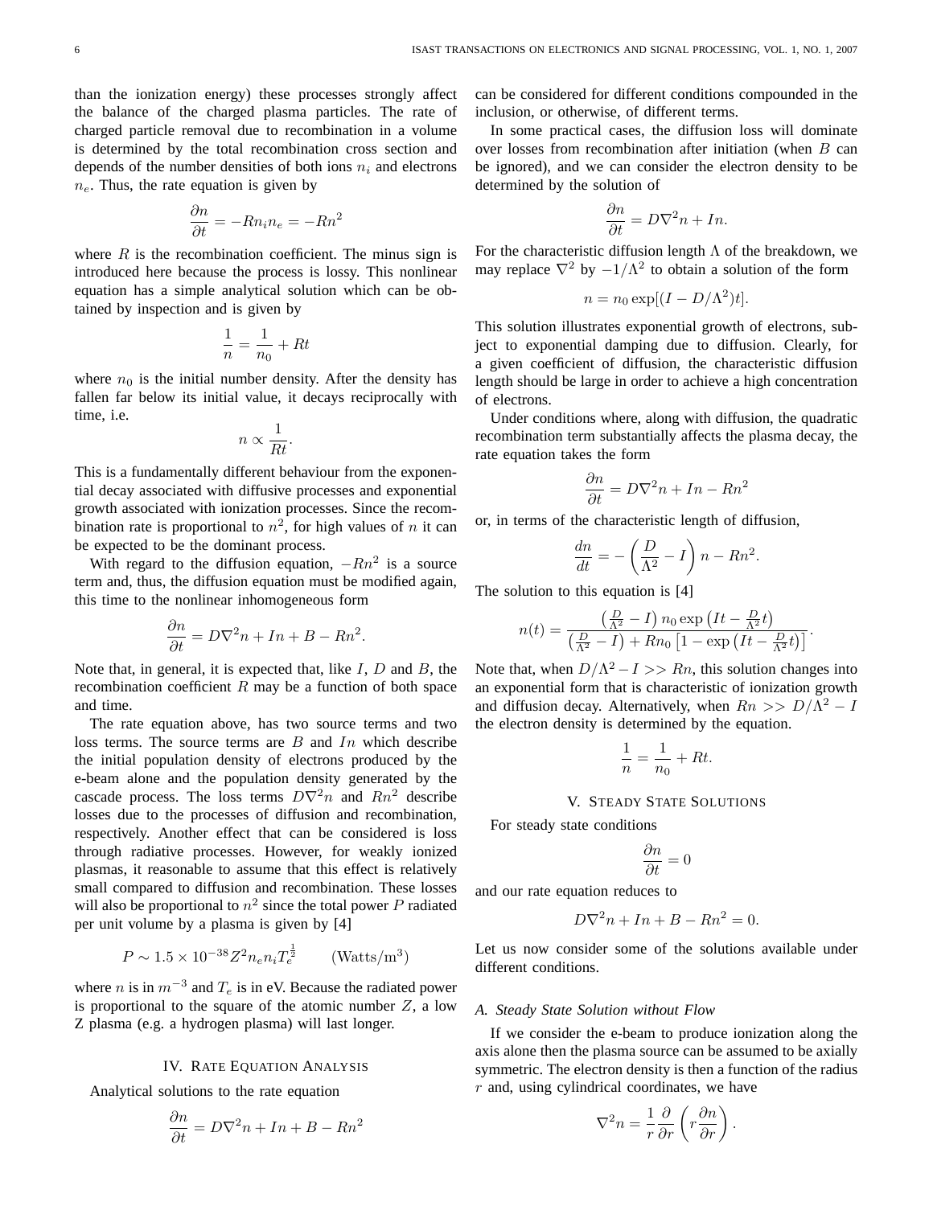than the ionization energy) these processes strongly affect the balance of the charged plasma particles. The rate of charged particle removal due to recombination in a volume is determined by the total recombination cross section and depends of the number densities of both ions $n_i$ and electrons $n_e$. Thus, the rate equation is given by

$$\frac{\partial n}{\partial t} = -Rn_i n_e = -Rn^2$$

where $R$ is the recombination coefficient. The minus sign is introduced here because the process is lossy. This nonlinear equation has a simple analytical solution which can be obtained by inspection and is given by

$$\frac{1}{n} = \frac{1}{n_0} + Rt$$

where $n_0$ is the initial number density. After the density has fallen far below its initial value, it decays reciprocally with time, i.e.

$$n \propto \frac{1}{Rt}.$$

This is a fundamentally different behaviour from the exponential decay associated with diffusive processes and exponential growth associated with ionization processes. Since the recombination rate is proportional to $n^2$, for high values of $n$ it can be expected to be the dominant process.

With regard to the diffusion equation, $-Rn^2$ is a source term and, thus, the diffusion equation must be modified again, this time to the nonlinear inhomogeneous form

$$\frac{\partial n}{\partial t} = D\nabla^2 n + In + B - Rn^2.$$

Note that, in general, it is expected that, like $I$, $D$ and $B$, the recombination coefficient $R$ may be a function of both space and time.

The rate equation above, has two source terms and two loss terms. The source terms are $B$ and $In$ which describe the initial population density of electrons produced by the e-beam alone and the population density generated by the cascade process. The loss terms $D\nabla^2 n$ and $Rn^2$ describe losses due to the processes of diffusion and recombination, respectively. Another effect that can be considered is loss through radiative processes. However, for weakly ionized plasmas, it reasonable to assume that this effect is relatively small compared to diffusion and recombination. These losses will also be proportional to $n^2$ since the total power $P$ radiated per unit volume by a plasma is given by [4]

$$P \sim 1.5 \times 10^{-38} Z^2 n_e n_i T_e^{\frac{1}{2}} \qquad (\text{Watts/m}^3)$$

where $n$ is in $m^{-3}$ and $T_e$ is in eV. Because the radiated power is proportional to the square of the atomic number $Z$, a low Z plasma (e.g. a hydrogen plasma) will last longer.

## IV. Rate Equation Analysis

Analytical solutions to the rate equation

$$\frac{\partial n}{\partial t} = D\nabla^2 n + In + B - Rn^2$$

can be considered for different conditions compounded in the inclusion, or otherwise, of different terms.

In some practical cases, the diffusion loss will dominate over losses from recombination after initiation (when $B$ can be ignored), and we can consider the electron density to be determined by the solution of

$$\frac{\partial n}{\partial t} = D\nabla^2 n + In.$$

For the characteristic diffusion length $\Lambda$ of the breakdown, we may replace $\nabla^2$ by $-1/\Lambda^2$ to obtain a solution of the form

$$n = n_0 \exp[(I - D/\Lambda^2)t].$$

This solution illustrates exponential growth of electrons, subject to exponential damping due to diffusion. Clearly, for a given coefficient of diffusion, the characteristic diffusion length should be large in order to achieve a high concentration of electrons.

Under conditions where, along with diffusion, the quadratic recombination term substantially affects the plasma decay, the rate equation takes the form

$$\frac{\partial n}{\partial t} = D\nabla^2 n + In - Rn^2$$

or, in terms of the characteristic length of diffusion,

$$\frac{dn}{dt} = -\left(\frac{D}{\Lambda^2} - I\right) n - Rn^2.$$

The solution to this equation is [4]

$$n(t) = \frac{\left(\frac{D}{\Lambda^2} - I\right) n_0 \exp\left(It - \frac{D}{\Lambda^2}t\right)}{\left(\frac{D}{\Lambda^2} - I\right) + Rn_0\left[1 - \exp\left(It - \frac{D}{\Lambda^2}t\right)\right]}.$$

Note that, when $D/\Lambda^2 - I >> Rn$, this solution changes into an exponential form that is characteristic of ionization growth and diffusion decay. Alternatively, when $Rn >> D/\Lambda^2 - I$ the electron density is determined by the equation.

$$\frac{1}{n} = \frac{1}{n_0} + Rt.$$

## V. Steady State Solutions

For steady state conditions

$$\frac{\partial n}{\partial t} = 0$$

and our rate equation reduces to

$$D\nabla^2 n + In + B - Rn^2 = 0.$$

Let us now consider some of the solutions available under different conditions.

### A. Steady State Solution without Flow

If we consider the e-beam to produce ionization along the axis alone then the plasma source can be assumed to be axially symmetric. The electron density is then a function of the radius $r$ and, using cylindrical coordinates, we have

$$\nabla^2 n = \frac{1}{r}\frac{\partial}{\partial r}\left(r\frac{\partial n}{\partial r}\right).$$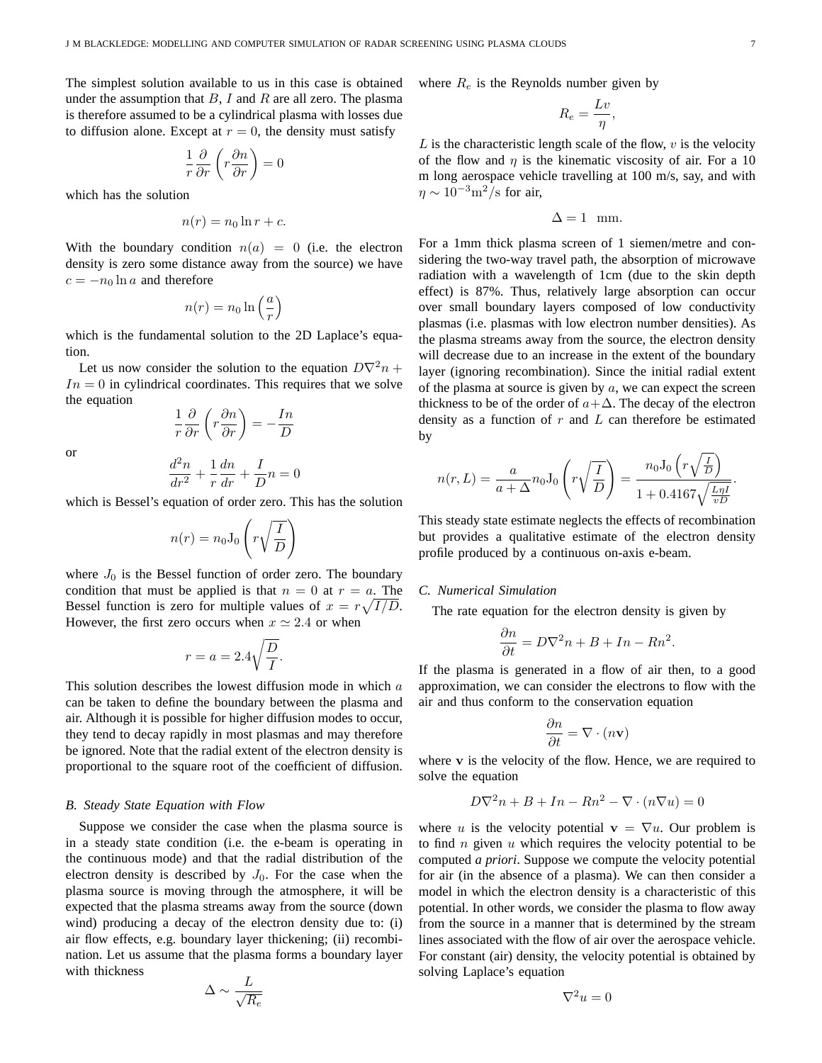The simplest solution available to us in this case is obtained under the assumption that $B$, $I$ and $R$ are all zero. The plasma is therefore assumed to be a cylindrical plasma with losses due to diffusion alone. Except at $r = 0$, the density must satisfy

$$\frac{1}{r}\frac{\partial}{\partial r}\left(r\frac{\partial n}{\partial r}\right) = 0$$

which has the solution

$$n(r) = n_0 \ln r + c.$$

With the boundary condition $n(a) = 0$ (i.e. the electron density is zero some distance away from the source) we have $c = -n_0 \ln a$ and therefore

$$n(r) = n_0 \ln\left(\frac{a}{r}\right)$$

which is the fundamental solution to the 2D Laplace's equation.

Let us now consider the solution to the equation $D\nabla^2 n + In = 0$ in cylindrical coordinates. This requires that we solve the equation

$$\frac{1}{r}\frac{\partial}{\partial r}\left(r\frac{\partial n}{\partial r}\right) = -\frac{In}{D}$$

or

$$\frac{d^2 n}{dr^2} + \frac{1}{r}\frac{dn}{dr} + \frac{I}{D}n = 0$$

which is Bessel's equation of order zero. This has the solution

$$n(r) = n_0 \mathrm{J}_0\left(r\sqrt{\frac{I}{D}}\right)$$

where $J_0$ is the Bessel function of order zero. The boundary condition that must be applied is that $n = 0$ at $r = a$. The Bessel function is zero for multiple values of $x = r\sqrt{I/D}$. However, the first zero occurs when $x \simeq 2.4$ or when

$$r = a = 2.4\sqrt{\frac{D}{I}}.$$

This solution describes the lowest diffusion mode in which $a$ can be taken to define the boundary between the plasma and air. Although it is possible for higher diffusion modes to occur, they tend to decay rapidly in most plasmas and may therefore be ignored. Note that the radial extent of the electron density is proportional to the square root of the coefficient of diffusion.

### B. Steady State Equation with Flow

Suppose we consider the case when the plasma source is in a steady state condition (i.e. the e-beam is operating in the continuous mode) and that the radial distribution of the electron density is described by $J_0$. For the case when the plasma source is moving through the atmosphere, it will be expected that the plasma streams away from the source (down wind) producing a decay of the electron density due to: (i) air flow effects, e.g. boundary layer thickening; (ii) recombination. Let us assume that the plasma forms a boundary layer with thickness

$$\Delta \sim \frac{L}{\sqrt{R_e}}$$

where $R_e$ is the Reynolds number given by

$$R_e = \frac{Lv}{\eta},$$

$L$ is the characteristic length scale of the flow, $v$ is the velocity of the flow and $\eta$ is the kinematic viscosity of air. For a 10 m long aerospace vehicle travelling at 100 m/s, say, and with $\eta \sim 10^{-3}\text{m}^2/\text{s}$ for air,

$$\Delta = 1 \quad \text{mm}.$$

For a 1mm thick plasma screen of 1 siemen/metre and considering the two-way travel path, the absorption of microwave radiation with a wavelength of 1cm (due to the skin depth effect) is 87%. Thus, relatively large absorption can occur over small boundary layers composed of low conductivity plasmas (i.e. plasmas with low electron number densities). As the plasma streams away from the source, the electron density will decrease due to an increase in the extent of the boundary layer (ignoring recombination). Since the initial radial extent of the plasma at source is given by $a$, we can expect the screen thickness to be of the order of $a+\Delta$. The decay of the electron density as a function of $r$ and $L$ can therefore be estimated by

$$n(r, L) = \frac{a}{a+\Delta}n_0 \mathrm{J}_0\left(r\sqrt{\frac{I}{D}}\right) = \frac{n_0 \mathrm{J}_0\left(r\sqrt{\frac{I}{D}}\right)}{1 + 0.4167\sqrt{\frac{L\eta I}{vD}}}.$$

This steady state estimate neglects the effects of recombination but provides a qualitative estimate of the electron density profile produced by a continuous on-axis e-beam.

### C. Numerical Simulation

The rate equation for the electron density is given by

$$\frac{\partial n}{\partial t} = D\nabla^2 n + B + In - Rn^2.$$

If the plasma is generated in a flow of air then, to a good approximation, we can consider the electrons to flow with the air and thus conform to the conservation equation

$$\frac{\partial n}{\partial t} = \nabla \cdot (n\mathbf{v})$$

where $\mathbf{v}$ is the velocity of the flow. Hence, we are required to solve the equation

$$D\nabla^2 n + B + In - Rn^2 - \nabla \cdot (n\nabla u) = 0$$

where $u$ is the velocity potential $\mathbf{v} = \nabla u$. Our problem is to find $n$ given $u$ which requires the velocity potential to be computed *a priori*. Suppose we compute the velocity potential for air (in the absence of a plasma). We can then consider a model in which the electron density is a characteristic of this potential. In other words, we consider the plasma to flow away from the source in a manner that is determined by the stream lines associated with the flow of air over the aerospace vehicle. For constant (air) density, the velocity potential is obtained by solving Laplace's equation

$$\nabla^2 u = 0$$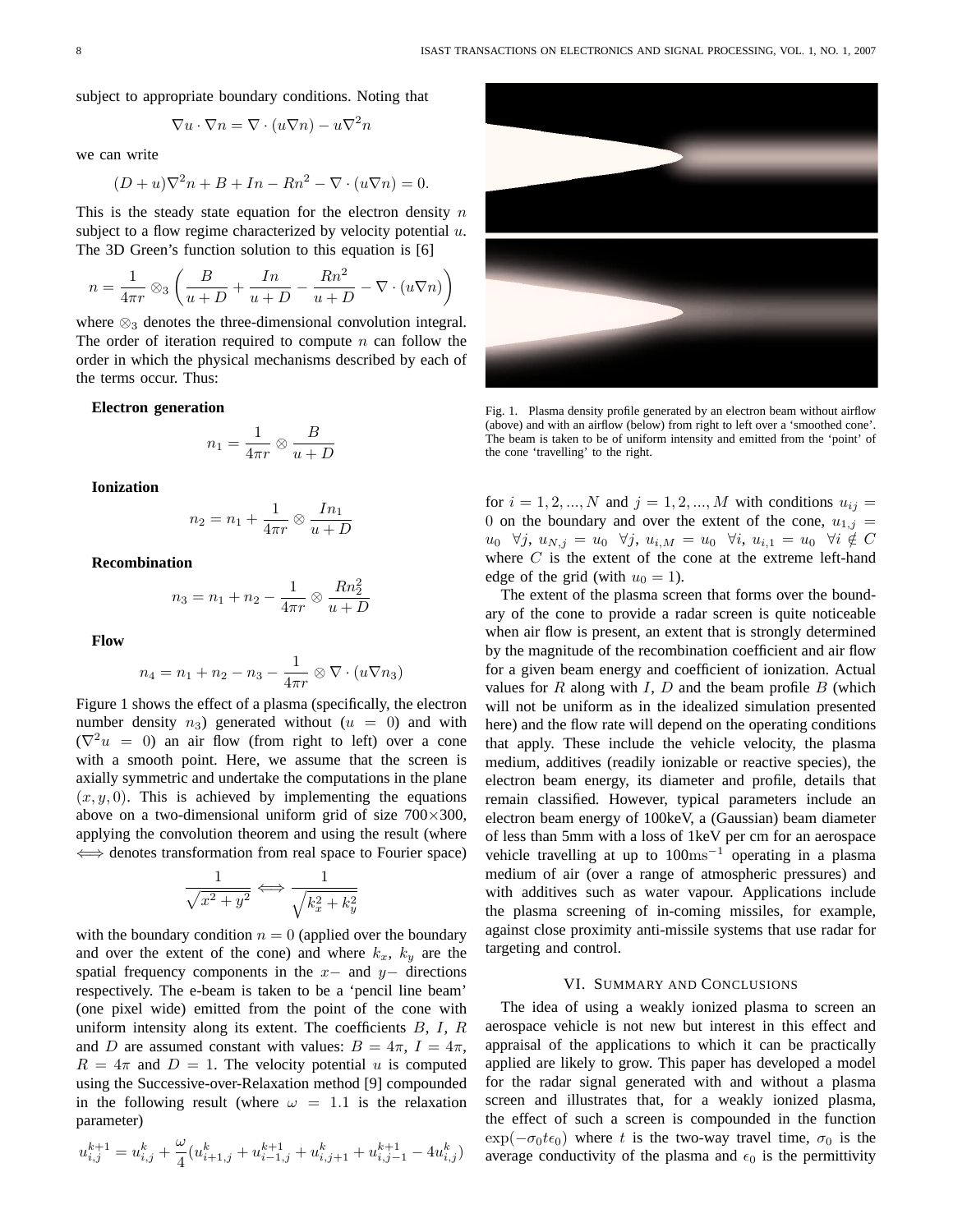subject to appropriate boundary conditions. Noting that

$$\nabla u \cdot \nabla n = \nabla \cdot (u \nabla n) - u \nabla^2 n$$

we can write

$$(D + u)\nabla^2 n + B + In - Rn^2 - \nabla \cdot (u \nabla n) = 0.$$

This is the steady state equation for the electron density $n$ subject to a flow regime characterized by velocity potential $u$. The 3D Green's function solution to this equation is [6]

$$n = \frac{1}{4\pi r} \otimes_3 \left( \frac{B}{u + D} + \frac{In}{u + D} - \frac{Rn^2}{u + D} - \nabla \cdot (u \nabla n) \right)$$

where $\otimes_3$ denotes the three-dimensional convolution integral. The order of iteration required to compute $n$ can follow the order in which the physical mechanisms described by each of the terms occur. Thus:

**Electron generation**

$$n_1 = \frac{1}{4\pi r} \otimes \frac{B}{u + D}$$

**Ionization**

$$n_2 = n_1 + \frac{1}{4\pi r} \otimes \frac{In_1}{u + D}$$

**Recombination**

$$n_3 = n_1 + n_2 - \frac{1}{4\pi r} \otimes \frac{Rn_2^2}{u + D}$$

**Flow**

$$n_4 = n_1 + n_2 - n_3 - \frac{1}{4\pi r} \otimes \nabla \cdot (u \nabla n_3)$$

Figure 1 shows the effect of a plasma (specifically, the electron number density $n_3$) generated without ($u = 0$) and with ($\nabla^2 u = 0$) an air flow (from right to left) over a cone with a smooth point. Here, we assume that the screen is axially symmetric and undertake the computations in the plane $(x, y, 0)$. This is achieved by implementing the equations above on a two-dimensional uniform grid of size 700×300, applying the convolution theorem and using the result (where $\Longleftrightarrow$ denotes transformation from real space to Fourier space)

$$\frac{1}{\sqrt{x^2 + y^2}} \Longleftrightarrow \frac{1}{\sqrt{k_x^2 + k_y^2}}$$

with the boundary condition $n = 0$ (applied over the boundary and over the extent of the cone) and where $k_x$, $k_y$ are the spatial frequency components in the $x-$ and $y-$ directions respectively. The e-beam is taken to be a 'pencil line beam' (one pixel wide) emitted from the point of the cone with uniform intensity along its extent. The coefficients $B$, $I$, $R$ and $D$ are assumed constant with values: $B = 4\pi$, $I = 4\pi$, $R = 4\pi$ and $D = 1$. The velocity potential $u$ is computed using the Successive-over-Relaxation method [9] compounded in the following result (where $\omega = 1.1$ is the relaxation parameter)

$$u_{i,j}^{k+1} = u_{i,j}^k + \frac{\omega}{4}(u_{i+1,j}^k + u_{i-1,j}^{k+1} + u_{i,j+1}^k + u_{i,j-1}^{k+1} - 4u_{i,j}^k)$$

Fig. 1. Plasma density profile generated by an electron beam without airflow (above) and with an airflow (below) from right to left over a 'smoothed cone'. The beam is taken to be of uniform intensity and emitted from the 'point' of the cone 'travelling' to the right.

for $i = 1, 2, ..., N$ and $j = 1, 2, ..., M$ with conditions $u_{ij} = 0$ on the boundary and over the extent of the cone, $u_{1,j} = u_0 \;\; \forall j$, $u_{N,j} = u_0 \;\; \forall j$, $u_{i,M} = u_0 \;\; \forall i$, $u_{i,1} = u_0 \;\; \forall i \notin C$ where $C$ is the extent of the cone at the extreme left-hand edge of the grid (with $u_0 = 1$).

The extent of the plasma screen that forms over the boundary of the cone to provide a radar screen is quite noticeable when air flow is present, an extent that is strongly determined by the magnitude of the recombination coefficient and air flow for a given beam energy and coefficient of ionization. Actual values for $R$ along with $I$, $D$ and the beam profile $B$ (which will not be uniform as in the idealized simulation presented here) and the flow rate will depend on the operating conditions that apply. These include the vehicle velocity, the plasma medium, additives (readily ionizable or reactive species), the electron beam energy, its diameter and profile, details that remain classified. However, typical parameters include an electron beam energy of 100keV, a (Gaussian) beam diameter of less than 5mm with a loss of 1keV per cm for an aerospace vehicle travelling at up to $100\text{ms}^{-1}$ operating in a plasma medium of air (over a range of atmospheric pressures) and with additives such as water vapour. Applications include the plasma screening of in-coming missiles, for example, against close proximity anti-missile systems that use radar for targeting and control.

## VI. Summary and Conclusions

The idea of using a weakly ionized plasma to screen an aerospace vehicle is not new but interest in this effect and appraisal of the applications to which it can be practically applied are likely to grow. This paper has developed a model for the radar signal generated with and without a plasma screen and illustrates that, for a weakly ionized plasma, the effect of such a screen is compounded in the function $\exp(-\sigma_0 t \epsilon_0)$ where $t$ is the two-way travel time, $\sigma_0$ is the average conductivity of the plasma and $\epsilon_0$ is the permittivity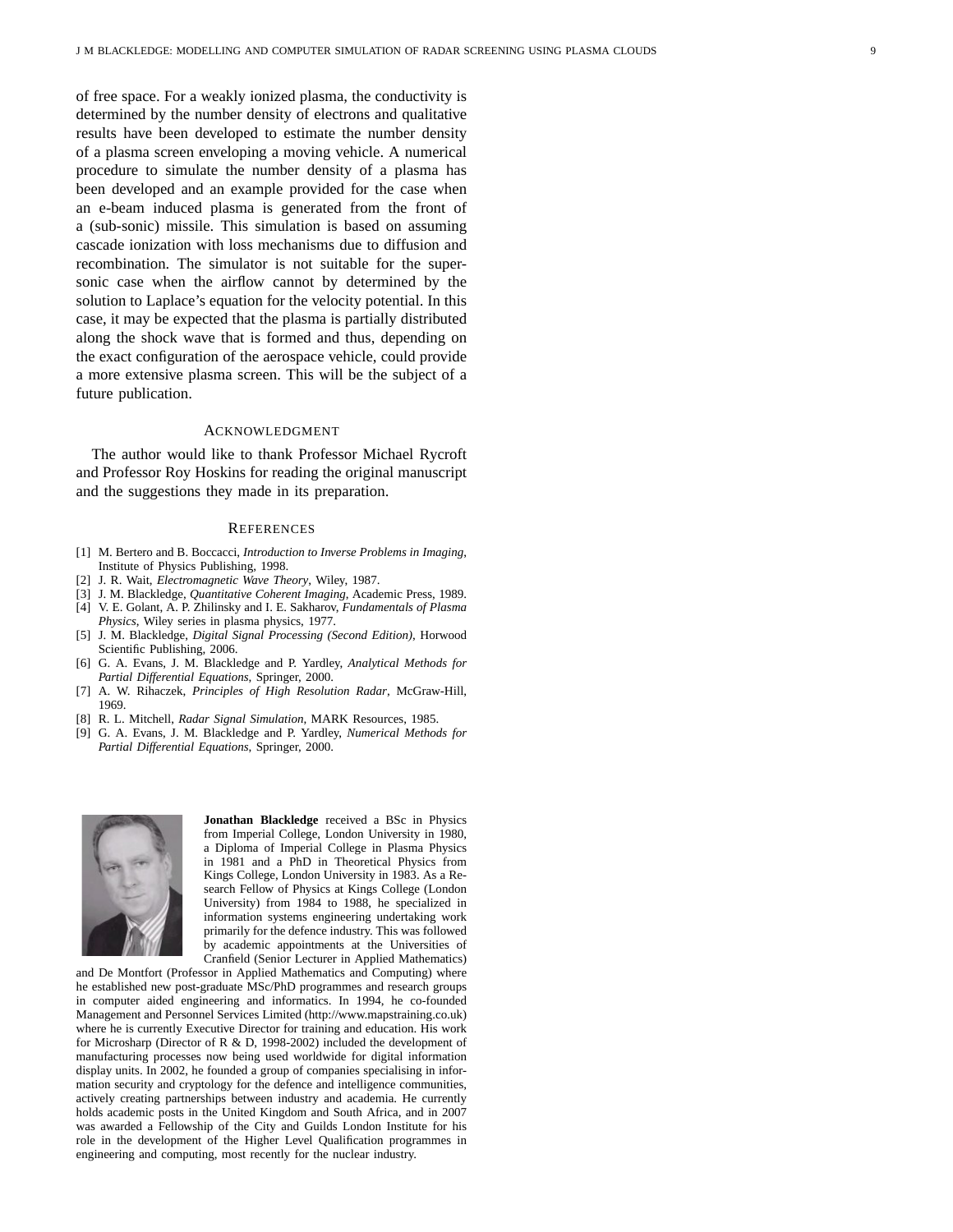of free space. For a weakly ionized plasma, the conductivity is determined by the number density of electrons and qualitative results have been developed to estimate the number density of a plasma screen enveloping a moving vehicle. A numerical procedure to simulate the number density of a plasma has been developed and an example provided for the case when an e-beam induced plasma is generated from the front of a (sub-sonic) missile. This simulation is based on assuming cascade ionization with loss mechanisms due to diffusion and recombination. The simulator is not suitable for the super-sonic case when the airflow cannot by determined by the solution to Laplace's equation for the velocity potential. In this case, it may be expected that the plasma is partially distributed along the shock wave that is formed and thus, depending on the exact configuration of the aerospace vehicle, could provide a more extensive plasma screen. This will be the subject of a future publication.

## Acknowledgment

The author would like to thank Professor Michael Rycroft and Professor Roy Hoskins for reading the original manuscript and the suggestions they made in its preparation.

## References

[1] M. Bertero and B. Boccacci, *Introduction to Inverse Problems in Imaging*, Institute of Physics Publishing, 1998.

[2] J. R. Wait, *Electromagnetic Wave Theory*, Wiley, 1987.

[3] J. M. Blackledge, *Quantitative Coherent Imaging*, Academic Press, 1989.

[4] V. E. Golant, A. P. Zhilinsky and I. E. Sakharov, *Fundamentals of Plasma Physics*, Wiley series in plasma physics, 1977.

[5] J. M. Blackledge, *Digital Signal Processing (Second Edition)*, Horwood Scientific Publishing, 2006.

[6] G. A. Evans, J. M. Blackledge and P. Yardley, *Analytical Methods for Partial Differential Equations*, Springer, 2000.

[7] A. W. Rihaczek, *Principles of High Resolution Radar*, McGraw-Hill, 1969.

[8] R. L. Mitchell, *Radar Signal Simulation*, MARK Resources, 1985.

[9] G. A. Evans, J. M. Blackledge and P. Yardley, *Numerical Methods for Partial Differential Equations*, Springer, 2000.

**Jonathan Blackledge** received a BSc in Physics from Imperial College, London University in 1980, a Diploma of Imperial College in Plasma Physics in 1981 and a PhD in Theoretical Physics from Kings College, London University in 1983. As a Research Fellow of Physics at Kings College (London University) from 1984 to 1988, he specialized in information systems engineering undertaking work primarily for the defence industry. This was followed by academic appointments at the Universities of Cranfield (Senior Lecturer in Applied Mathematics) and De Montfort (Professor in Applied Mathematics and Computing) where he established new post-graduate MSc/PhD programmes and research groups in computer aided engineering and informatics. In 1994, he co-founded Management and Personnel Services Limited (http://www.mapstraining.co.uk) where he is currently Executive Director for training and education. His work for Microsharp (Director of R & D, 1998-2002) included the development of manufacturing processes now being used worldwide for digital information display units. In 2002, he founded a group of companies specialising in information security and cryptology for the defence and intelligence communities, actively creating partnerships between industry and academia. He currently holds academic posts in the United Kingdom and South Africa, and in 2007 was awarded a Fellowship of the City and Guilds London Institute for his role in the development of the Higher Level Qualification programmes in engineering and computing, most recently for the nuclear industry.